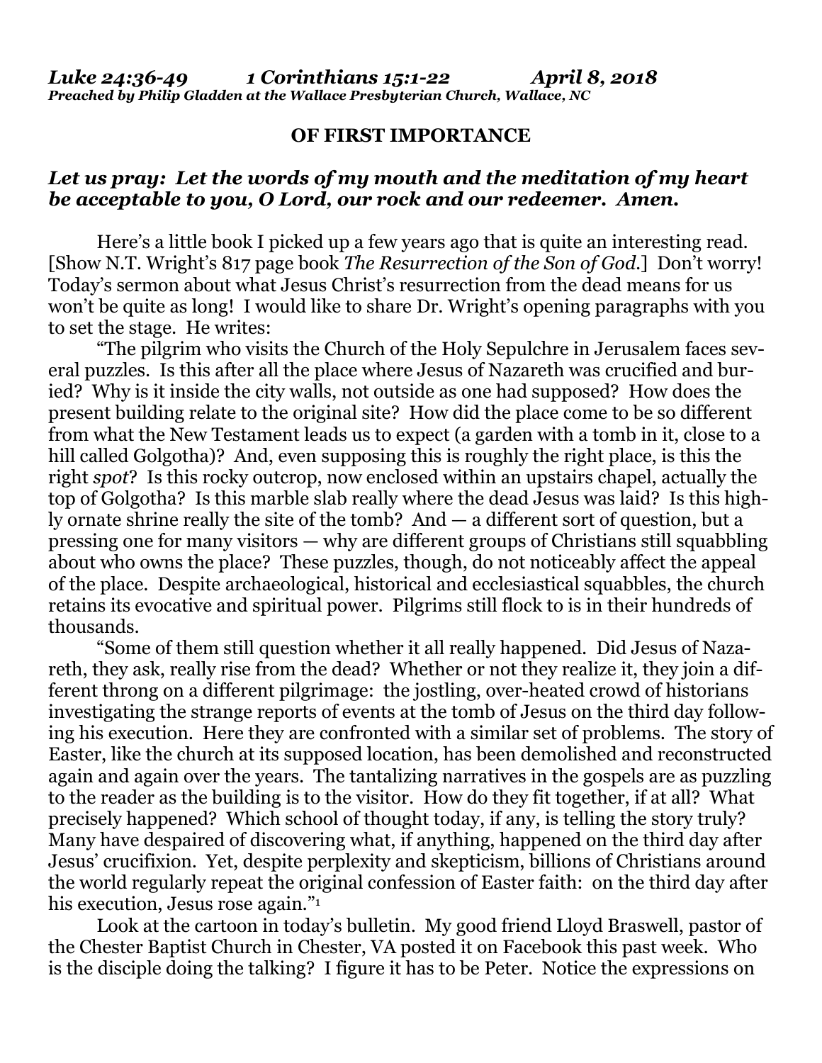*Luke 24:36-49 1 Corinthians 15:1-22 April 8, 2018*
***Preached by Philip Gladden at the Wallace Presbyterian Church, Wallace, NC***

**OF FIRST IMPORTANCE**

***Let us pray: Let the words of my mouth and the meditation of my heart be acceptable to you, O Lord, our rock and our redeemer. Amen.***

Here's a little book I picked up a few years ago that is quite an interesting read. [Show N.T. Wright's 817 page book *The Resurrection of the Son of God*.] Don't worry! Today's sermon about what Jesus Christ's resurrection from the dead means for us won't be quite as long! I would like to share Dr. Wright's opening paragraphs with you to set the stage. He writes:

"The pilgrim who visits the Church of the Holy Sepulchre in Jerusalem faces several puzzles. Is this after all the place where Jesus of Nazareth was crucified and buried? Why is it inside the city walls, not outside as one had supposed? How does the present building relate to the original site? How did the place come to be so different from what the New Testament leads us to expect (a garden with a tomb in it, close to a hill called Golgotha)? And, even supposing this is roughly the right place, is this the right *spot*? Is this rocky outcrop, now enclosed within an upstairs chapel, actually the top of Golgotha? Is this marble slab really where the dead Jesus was laid? Is this highly ornate shrine really the site of the tomb? And — a different sort of question, but a pressing one for many visitors — why are different groups of Christians still squabbling about who owns the place? These puzzles, though, do not noticeably affect the appeal of the place. Despite archaeological, historical and ecclesiastical squabbles, the church retains its evocative and spiritual power. Pilgrims still flock to is in their hundreds of thousands.

"Some of them still question whether it all really happened. Did Jesus of Nazareth, they ask, really rise from the dead? Whether or not they realize it, they join a different throng on a different pilgrimage: the jostling, over-heated crowd of historians investigating the strange reports of events at the tomb of Jesus on the third day following his execution. Here they are confronted with a similar set of problems. The story of Easter, like the church at its supposed location, has been demolished and reconstructed again and again over the years. The tantalizing narratives in the gospels are as puzzling to the reader as the building is to the visitor. How do they fit together, if at all? What precisely happened? Which school of thought today, if any, is telling the story truly? Many have despaired of discovering what, if anything, happened on the third day after Jesus' crucifixion. Yet, despite perplexity and skepticism, billions of Christians around the world regularly repeat the original confession of Easter faith: on the third day after his execution, Jesus rose again."[1]

Look at the cartoon in today's bulletin. My good friend Lloyd Braswell, pastor of the Chester Baptist Church in Chester, VA posted it on Facebook this past week. Who is the disciple doing the talking? I figure it has to be Peter. Notice the expressions on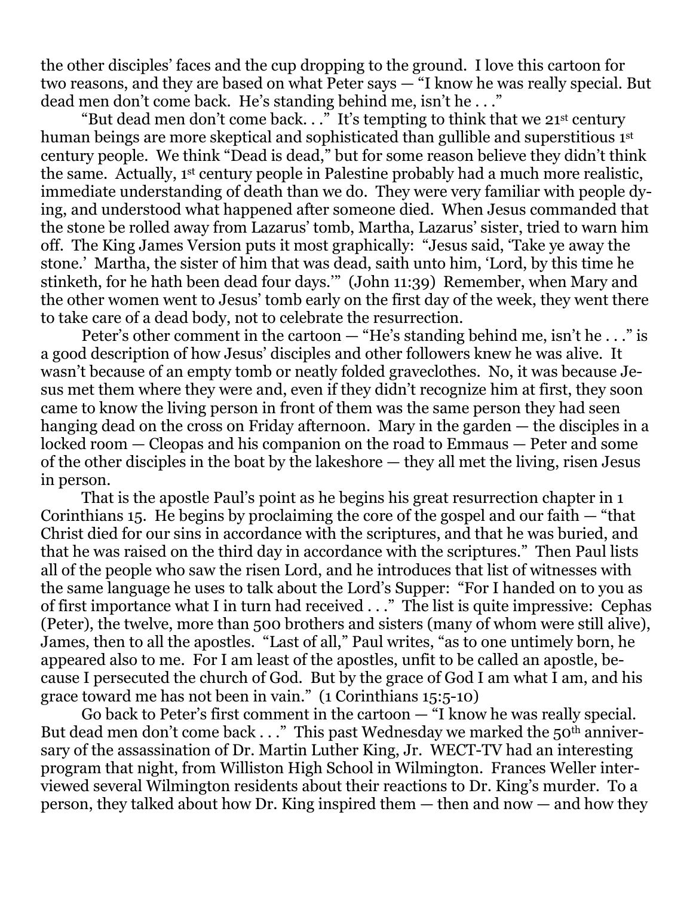the other disciples' faces and the cup dropping to the ground. I love this cartoon for two reasons, and they are based on what Peter says — "I know he was really special. But dead men don't come back. He's standing behind me, isn't he . . ."

"But dead men don't come back. . ." It's tempting to think that we 21st century human beings are more skeptical and sophisticated than gullible and superstitious 1st century people. We think "Dead is dead," but for some reason believe they didn't think the same. Actually, 1st century people in Palestine probably had a much more realistic, immediate understanding of death than we do. They were very familiar with people dying, and understood what happened after someone died. When Jesus commanded that the stone be rolled away from Lazarus' tomb, Martha, Lazarus' sister, tried to warn him off. The King James Version puts it most graphically: "Jesus said, 'Take ye away the stone.' Martha, the sister of him that was dead, saith unto him, 'Lord, by this time he stinketh, for he hath been dead four days.'" (John 11:39) Remember, when Mary and the other women went to Jesus' tomb early on the first day of the week, they went there to take care of a dead body, not to celebrate the resurrection.

Peter's other comment in the cartoon — "He's standing behind me, isn't he . . ." is a good description of how Jesus' disciples and other followers knew he was alive. It wasn't because of an empty tomb or neatly folded graveclothes. No, it was because Jesus met them where they were and, even if they didn't recognize him at first, they soon came to know the living person in front of them was the same person they had seen hanging dead on the cross on Friday afternoon. Mary in the garden — the disciples in a locked room — Cleopas and his companion on the road to Emmaus — Peter and some of the other disciples in the boat by the lakeshore — they all met the living, risen Jesus in person.

That is the apostle Paul's point as he begins his great resurrection chapter in 1 Corinthians 15. He begins by proclaiming the core of the gospel and our faith — "that Christ died for our sins in accordance with the scriptures, and that he was buried, and that he was raised on the third day in accordance with the scriptures." Then Paul lists all of the people who saw the risen Lord, and he introduces that list of witnesses with the same language he uses to talk about the Lord's Supper: "For I handed on to you as of first importance what I in turn had received . . ." The list is quite impressive: Cephas (Peter), the twelve, more than 500 brothers and sisters (many of whom were still alive), James, then to all the apostles. "Last of all," Paul writes, "as to one untimely born, he appeared also to me. For I am least of the apostles, unfit to be called an apostle, because I persecuted the church of God. But by the grace of God I am what I am, and his grace toward me has not been in vain." (1 Corinthians 15:5-10)

Go back to Peter's first comment in the cartoon — "I know he was really special. But dead men don't come back . . ." This past Wednesday we marked the 50th anniversary of the assassination of Dr. Martin Luther King, Jr. WECT-TV had an interesting program that night, from Williston High School in Wilmington. Frances Weller interviewed several Wilmington residents about their reactions to Dr. King's murder. To a person, they talked about how Dr. King inspired them — then and now — and how they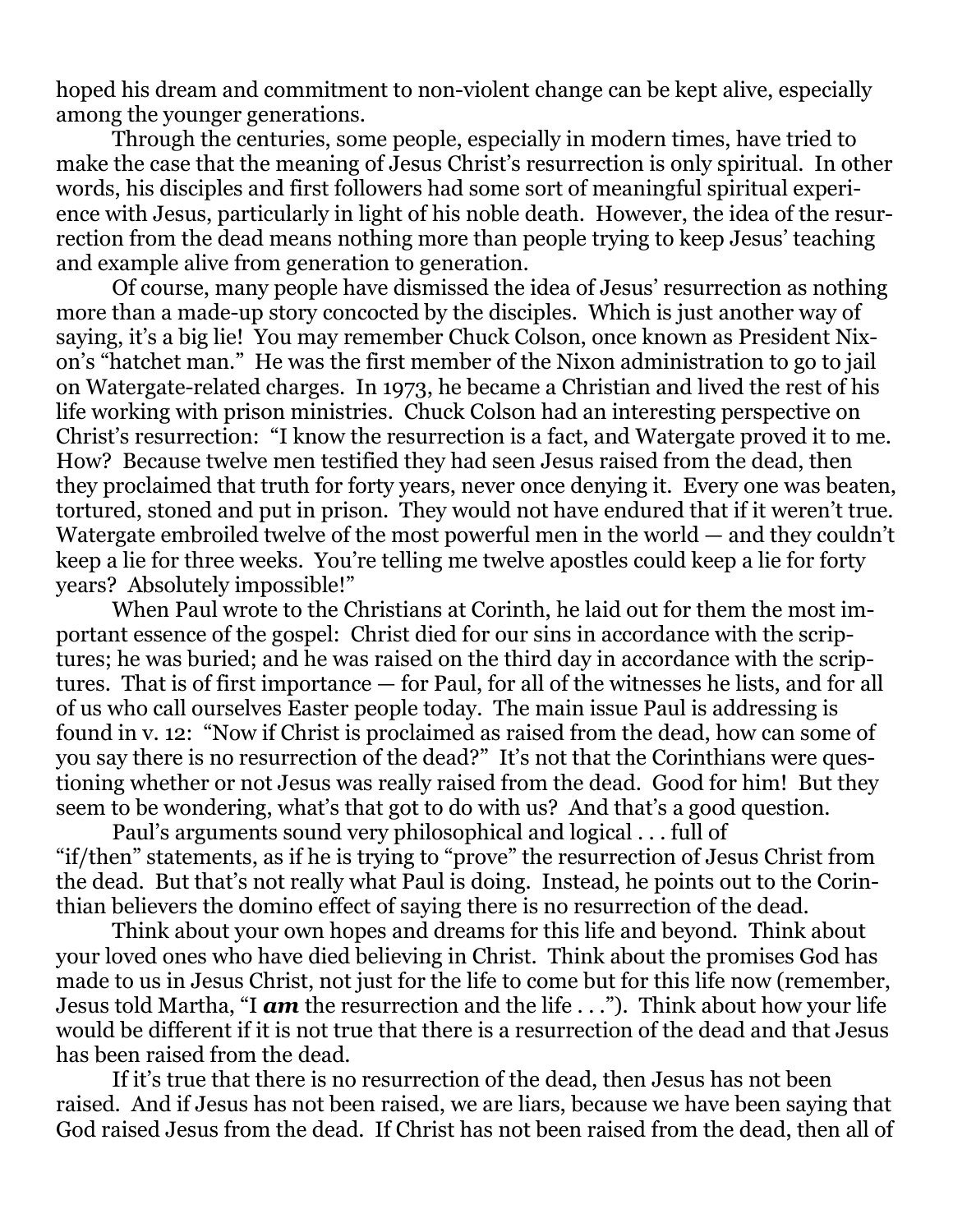hoped his dream and commitment to non-violent change can be kept alive, especially among the younger generations.

Through the centuries, some people, especially in modern times, have tried to make the case that the meaning of Jesus Christ's resurrection is only spiritual. In other words, his disciples and first followers had some sort of meaningful spiritual experience with Jesus, particularly in light of his noble death. However, the idea of the resurrection from the dead means nothing more than people trying to keep Jesus' teaching and example alive from generation to generation.

Of course, many people have dismissed the idea of Jesus' resurrection as nothing more than a made-up story concocted by the disciples. Which is just another way of saying, it's a big lie! You may remember Chuck Colson, once known as President Nixon's "hatchet man." He was the first member of the Nixon administration to go to jail on Watergate-related charges. In 1973, he became a Christian and lived the rest of his life working with prison ministries. Chuck Colson had an interesting perspective on Christ's resurrection: "I know the resurrection is a fact, and Watergate proved it to me. How? Because twelve men testified they had seen Jesus raised from the dead, then they proclaimed that truth for forty years, never once denying it. Every one was beaten, tortured, stoned and put in prison. They would not have endured that if it weren't true. Watergate embroiled twelve of the most powerful men in the world — and they couldn't keep a lie for three weeks. You're telling me twelve apostles could keep a lie for forty years? Absolutely impossible!"

When Paul wrote to the Christians at Corinth, he laid out for them the most important essence of the gospel: Christ died for our sins in accordance with the scriptures; he was buried; and he was raised on the third day in accordance with the scriptures. That is of first importance — for Paul, for all of the witnesses he lists, and for all of us who call ourselves Easter people today. The main issue Paul is addressing is found in v. 12: "Now if Christ is proclaimed as raised from the dead, how can some of you say there is no resurrection of the dead?" It's not that the Corinthians were questioning whether or not Jesus was really raised from the dead. Good for him! But they seem to be wondering, what's that got to do with us? And that's a good question.

Paul's arguments sound very philosophical and logical . . . full of "if/then" statements, as if he is trying to "prove" the resurrection of Jesus Christ from the dead. But that's not really what Paul is doing. Instead, he points out to the Corinthian believers the domino effect of saying there is no resurrection of the dead.

Think about your own hopes and dreams for this life and beyond. Think about your loved ones who have died believing in Christ. Think about the promises God has made to us in Jesus Christ, not just for the life to come but for this life now (remember, Jesus told Martha, "I ***am*** the resurrection and the life . . ."). Think about how your life would be different if it is not true that there is a resurrection of the dead and that Jesus has been raised from the dead.

If it's true that there is no resurrection of the dead, then Jesus has not been raised. And if Jesus has not been raised, we are liars, because we have been saying that God raised Jesus from the dead. If Christ has not been raised from the dead, then all of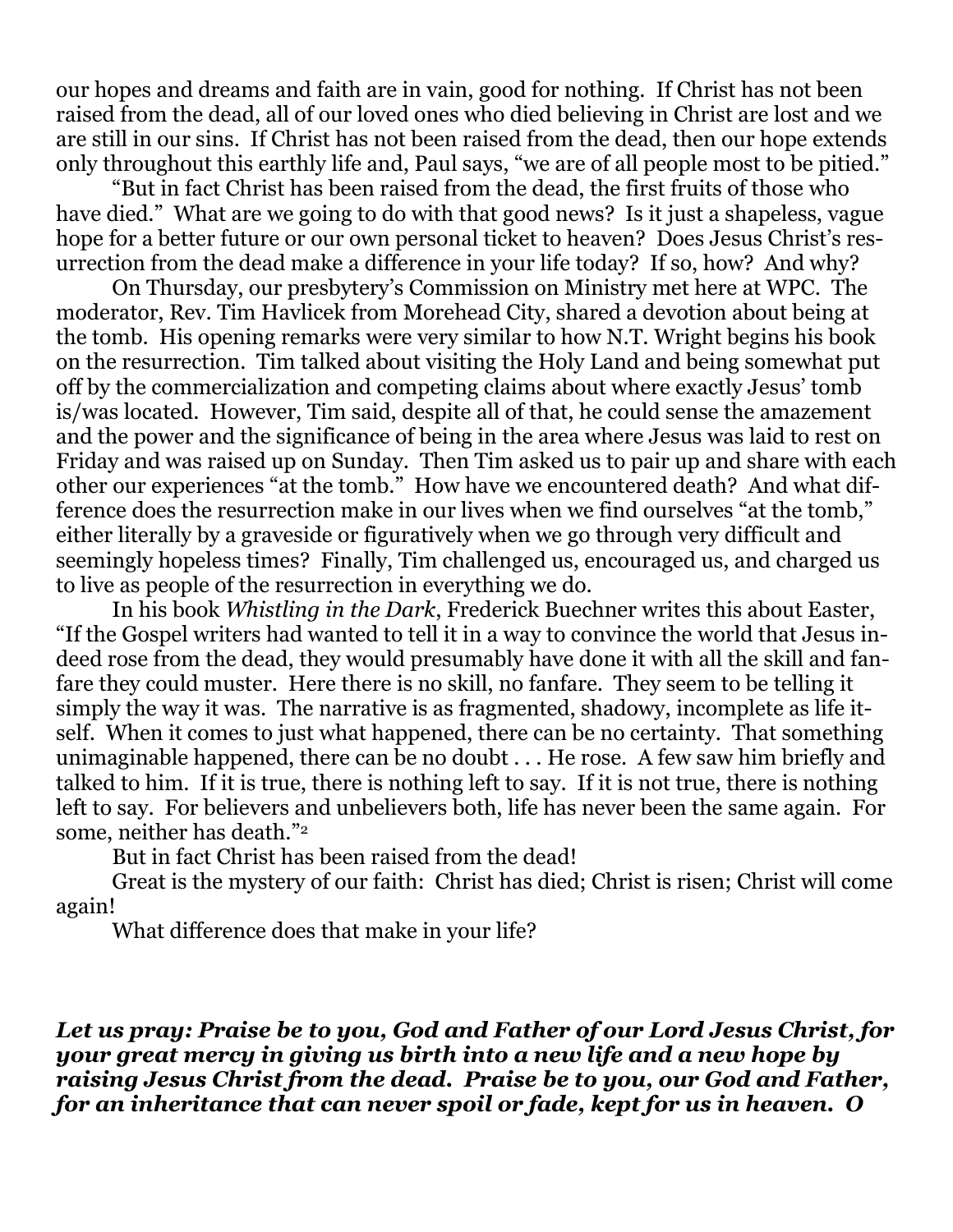our hopes and dreams and faith are in vain, good for nothing. If Christ has not been raised from the dead, all of our loved ones who died believing in Christ are lost and we are still in our sins. If Christ has not been raised from the dead, then our hope extends only throughout this earthly life and, Paul says, "we are of all people most to be pitied."

"But in fact Christ has been raised from the dead, the first fruits of those who have died." What are we going to do with that good news? Is it just a shapeless, vague hope for a better future or our own personal ticket to heaven? Does Jesus Christ's resurrection from the dead make a difference in your life today? If so, how? And why?

On Thursday, our presbytery's Commission on Ministry met here at WPC. The moderator, Rev. Tim Havlicek from Morehead City, shared a devotion about being at the tomb. His opening remarks were very similar to how N.T. Wright begins his book on the resurrection. Tim talked about visiting the Holy Land and being somewhat put off by the commercialization and competing claims about where exactly Jesus' tomb is/was located. However, Tim said, despite all of that, he could sense the amazement and the power and the significance of being in the area where Jesus was laid to rest on Friday and was raised up on Sunday. Then Tim asked us to pair up and share with each other our experiences "at the tomb." How have we encountered death? And what difference does the resurrection make in our lives when we find ourselves "at the tomb," either literally by a graveside or figuratively when we go through very difficult and seemingly hopeless times? Finally, Tim challenged us, encouraged us, and charged us to live as people of the resurrection in everything we do.

In his book *Whistling in the Dark*, Frederick Buechner writes this about Easter, "If the Gospel writers had wanted to tell it in a way to convince the world that Jesus indeed rose from the dead, they would presumably have done it with all the skill and fanfare they could muster. Here there is no skill, no fanfare. They seem to be telling it simply the way it was. The narrative is as fragmented, shadowy, incomplete as life itself. When it comes to just what happened, there can be no certainty. That something unimaginable happened, there can be no doubt . . . He rose. A few saw him briefly and talked to him. If it is true, there is nothing left to say. If it is not true, there is nothing left to say. For believers and unbelievers both, life has never been the same again. For some, neither has death."[2]

But in fact Christ has been raised from the dead!

Great is the mystery of our faith: Christ has died; Christ is risen; Christ will come again!

What difference does that make in your life?

***Let us pray: Praise be to you, God and Father of our Lord Jesus Christ, for your great mercy in giving us birth into a new life and a new hope by raising Jesus Christ from the dead. Praise be to you, our God and Father, for an inheritance that can never spoil or fade, kept for us in heaven. O***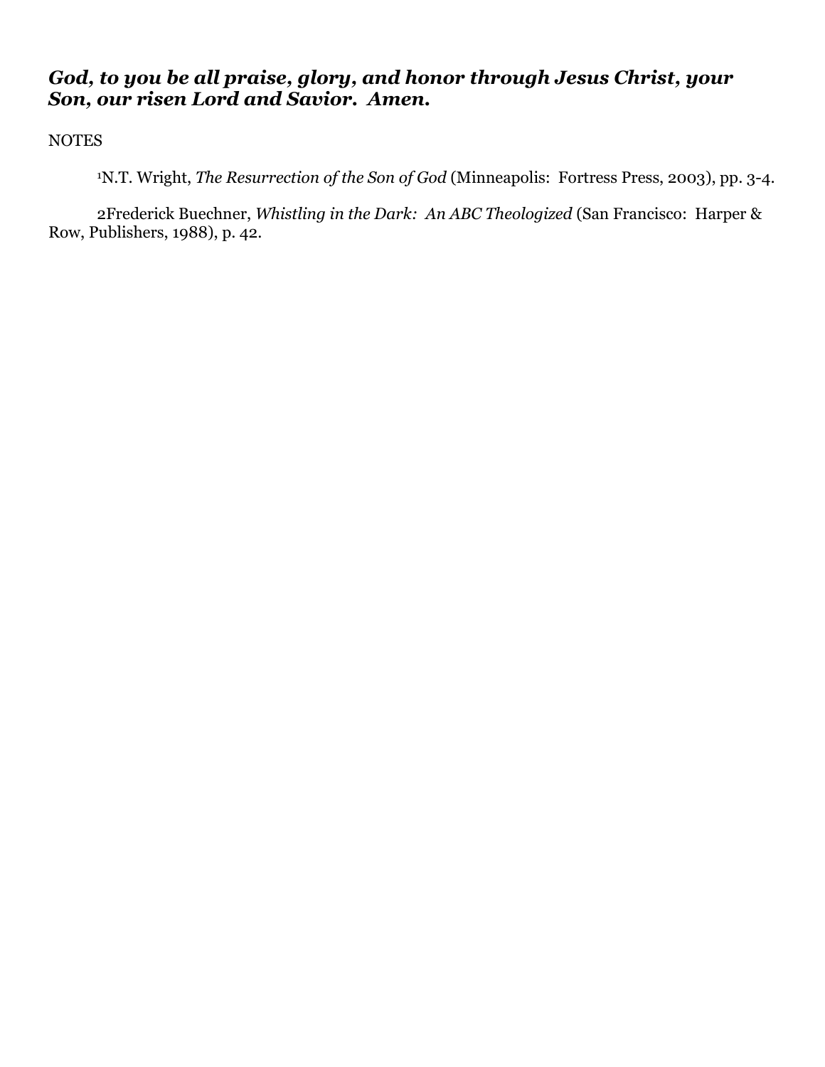***God, to you be all praise, glory, and honor through Jesus Christ, your Son, our risen Lord and Savior. Amen.***

NOTES

[1]N.T. Wright, *The Resurrection of the Son of God* (Minneapolis: Fortress Press, 2003), pp. 3-4.

2Frederick Buechner, *Whistling in the Dark: An ABC Theologized* (San Francisco: Harper & Row, Publishers, 1988), p. 42.